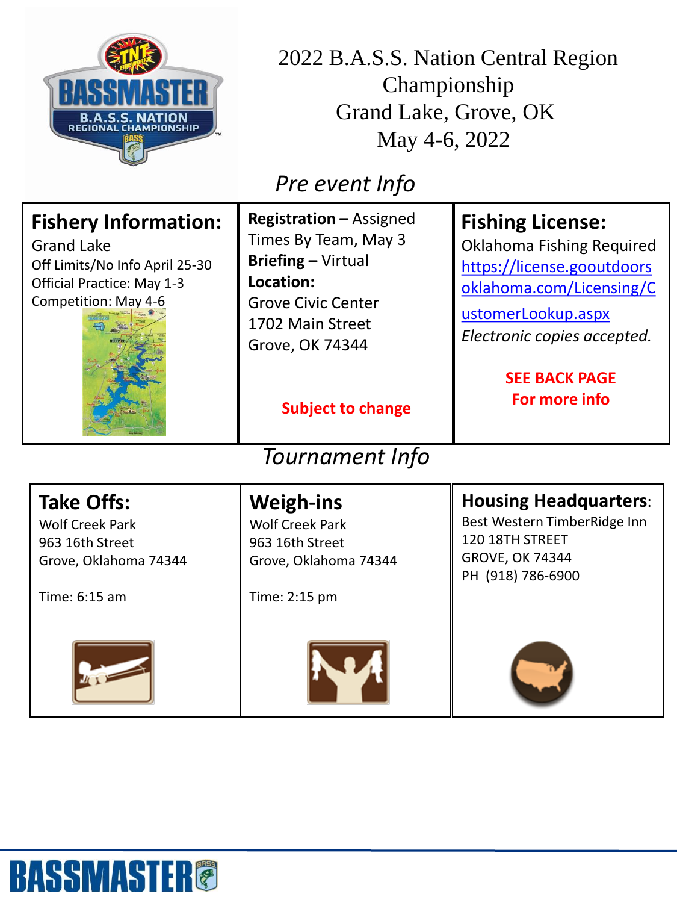# 2022 B.A.S.S. Nation Central Region Championship
## Grand Lake, Grove, OK
## May 4-6, 2022

## *Pre event Info*

### Fishery Information:

Grand Lake
Off Limits/No Info April 25-30
Official Practice: May 1-3
Competition: May 4-6

**Registration –** Assigned Times By Team, May 3
**Briefing –** Virtual
**Location:**
Grove Civic Center
1702 Main Street
Grove, OK 74344

**Subject to change**

### Fishing License:

Oklahoma Fishing Required
https://license.gooutdoorsoklahoma.com/Licensing/CustomerLookup.aspx
*Electronic copies accepted.*

**SEE BACK PAGE For more info**

## *Tournament Info*

### Take Offs:

Wolf Creek Park
963 16th Street
Grove, Oklahoma 74344

Time: 6:15 am

### Weigh-ins

Wolf Creek Park
963 16th Street
Grove, Oklahoma 74344

Time: 2:15 pm

### Housing Headquarters:

Best Western TimberRidge Inn
120 18TH STREET
GROVE, OK 74344
PH (918) 786-6900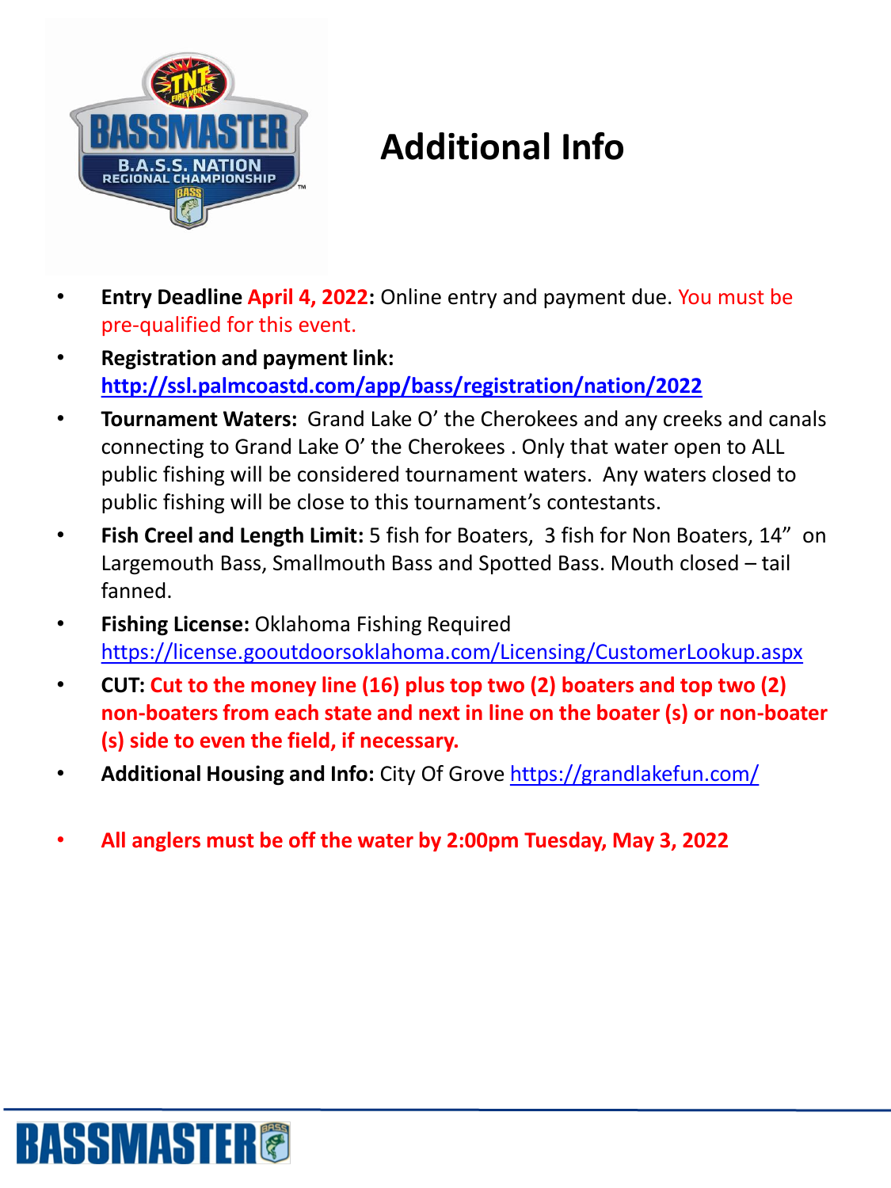# Additional Info

- **Entry Deadline April 4, 2022:** Online entry and payment due. You must be pre-qualified for this event.
- **Registration and payment link:** **http://ssl.palmcoastd.com/app/bass/registration/nation/2022**
- **Tournament Waters:** Grand Lake O' the Cherokees and any creeks and canals connecting to Grand Lake O' the Cherokees . Only that water open to ALL public fishing will be considered tournament waters. Any waters closed to public fishing will be close to this tournament's contestants.
- **Fish Creel and Length Limit:** 5 fish for Boaters, 3 fish for Non Boaters, 14" on Largemouth Bass, Smallmouth Bass and Spotted Bass. Mouth closed – tail fanned.
- **Fishing License:** Oklahoma Fishing Required https://license.gooutdoorsoklahoma.com/Licensing/CustomerLookup.aspx
- **CUT: Cut to the money line (16) plus top two (2) boaters and top two (2) non-boaters from each state and next in line on the boater (s) or non-boater (s) side to even the field, if necessary.**
- **Additional Housing and Info:** City Of Grove https://grandlakefun.com/

- **All anglers must be off the water by 2:00pm Tuesday, May 3, 2022**